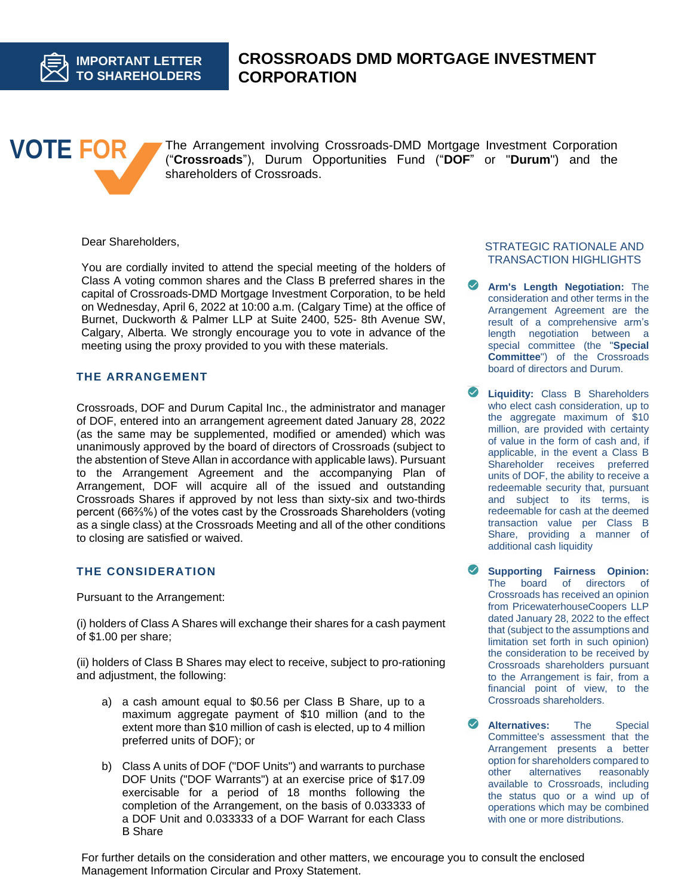**IMPORTANT LETTER TO SHAREHOLDERS**

# CROSSROADS DMD MORTGAGE INVESTMENT CORPORATION

**VOTE FOR** The Arrangement involving Crossroads-DMD Mortgage Investment Corporation ("**Crossroads**"), Durum Opportunities Fund ("**DOF**" or "**Durum**") and the shareholders of Crossroads.

Dear Shareholders,

You are cordially invited to attend the special meeting of the holders of Class A voting common shares and the Class B preferred shares in the capital of Crossroads-DMD Mortgage Investment Corporation, to be held on Wednesday, April 6, 2022 at 10:00 a.m. (Calgary Time) at the office of Burnet, Duckworth & Palmer LLP at Suite 2400, 525- 8th Avenue SW, Calgary, Alberta. We strongly encourage you to vote in advance of the meeting using the proxy provided to you with these materials.

## THE ARRANGEMENT

Crossroads, DOF and Durum Capital Inc., the administrator and manager of DOF, entered into an arrangement agreement dated January 28, 2022 (as the same may be supplemented, modified or amended) which was unanimously approved by the board of directors of Crossroads (subject to the abstention of Steve Allan in accordance with applicable laws). Pursuant to the Arrangement Agreement and the accompanying Plan of Arrangement, DOF will acquire all of the issued and outstanding Crossroads Shares if approved by not less than sixty-six and two-thirds percent (66⅔%) of the votes cast by the Crossroads Shareholders (voting as a single class) at the Crossroads Meeting and all of the other conditions to closing are satisfied or waived.

## THE CONSIDERATION

Pursuant to the Arrangement:

(i) holders of Class A Shares will exchange their shares for a cash payment of $1.00 per share;

(ii) holders of Class B Shares may elect to receive, subject to pro-rationing and adjustment, the following:

a) a cash amount equal to $0.56 per Class B Share, up to a maximum aggregate payment of $10 million (and to the extent more than $10 million of cash is elected, up to 4 million preferred units of DOF); or

b) Class A units of DOF ("DOF Units") and warrants to purchase DOF Units ("DOF Warrants") at an exercise price of $17.09 exercisable for a period of 18 months following the completion of the Arrangement, on the basis of 0.033333 of a DOF Unit and 0.033333 of a DOF Warrant for each Class B Share

## STRATEGIC RATIONALE AND TRANSACTION HIGHLIGHTS

- **Arm's Length Negotiation:** The consideration and other terms in the Arrangement Agreement are the result of a comprehensive arm's length negotiation between a special committee (the "**Special Committee**") of the Crossroads board of directors and Durum.
- **Liquidity:** Class B Shareholders who elect cash consideration, up to the aggregate maximum of $10 million, are provided with certainty of value in the form of cash and, if applicable, in the event a Class B Shareholder receives preferred units of DOF, the ability to receive a redeemable security that, pursuant and subject to its terms, is redeemable for cash at the deemed transaction value per Class B Share, providing a manner of additional cash liquidity
- **Supporting Fairness Opinion:** The board of directors of Crossroads has received an opinion from PricewaterhouseCoopers LLP dated January 28, 2022 to the effect that (subject to the assumptions and limitation set forth in such opinion) the consideration to be received by Crossroads shareholders pursuant to the Arrangement is fair, from a financial point of view, to the Crossroads shareholders.
- **Alternatives:** The Special Committee's assessment that the Arrangement presents a better option for shareholders compared to other alternatives reasonably available to Crossroads, including the status quo or a wind up of operations which may be combined with one or more distributions.

For further details on the consideration and other matters, we encourage you to consult the enclosed Management Information Circular and Proxy Statement.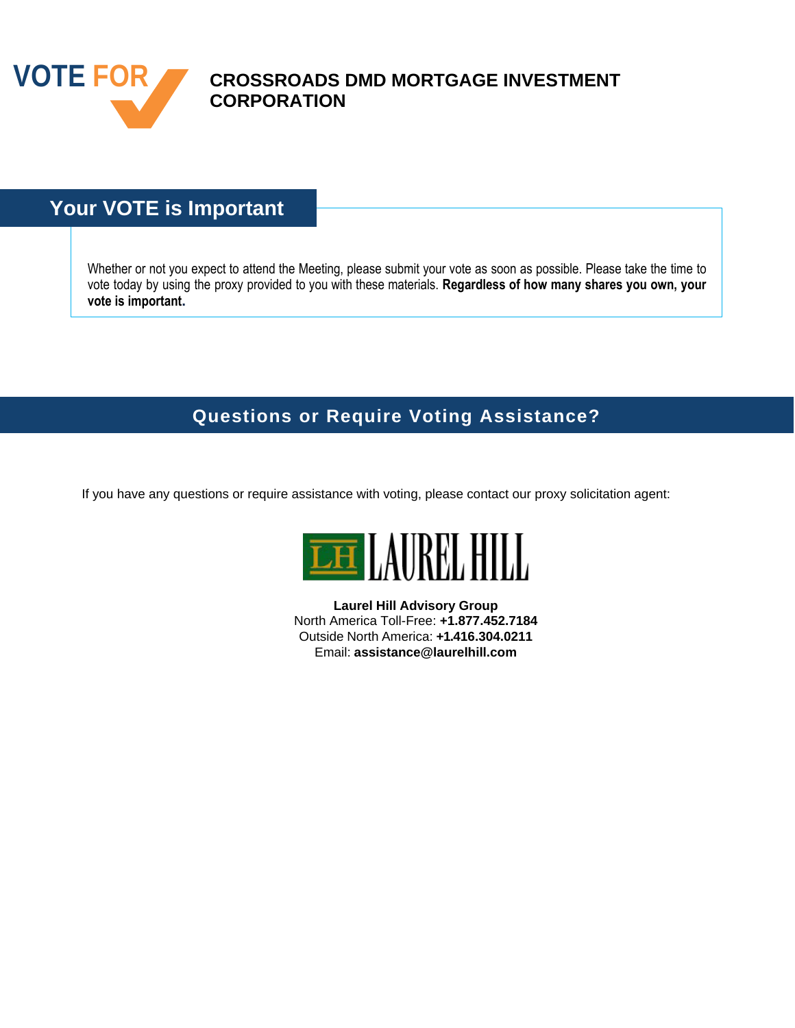VOTE FOR

# CROSSROADS DMD MORTGAGE INVESTMENT CORPORATION

## Your VOTE is Important

Whether or not you expect to attend the Meeting, please submit your vote as soon as possible. Please take the time to vote today by using the proxy provided to you with these materials. **Regardless of how many shares you own, your vote is important.**

## Questions or Require Voting Assistance?

If you have any questions or require assistance with voting, please contact our proxy solicitation agent:

LH LAUREL HILL

**Laurel Hill Advisory Group**
North America Toll-Free: **+1.877.452.7184**
Outside North America: **+1.416.304.0211**
Email: **assistance@laurelhill.com**